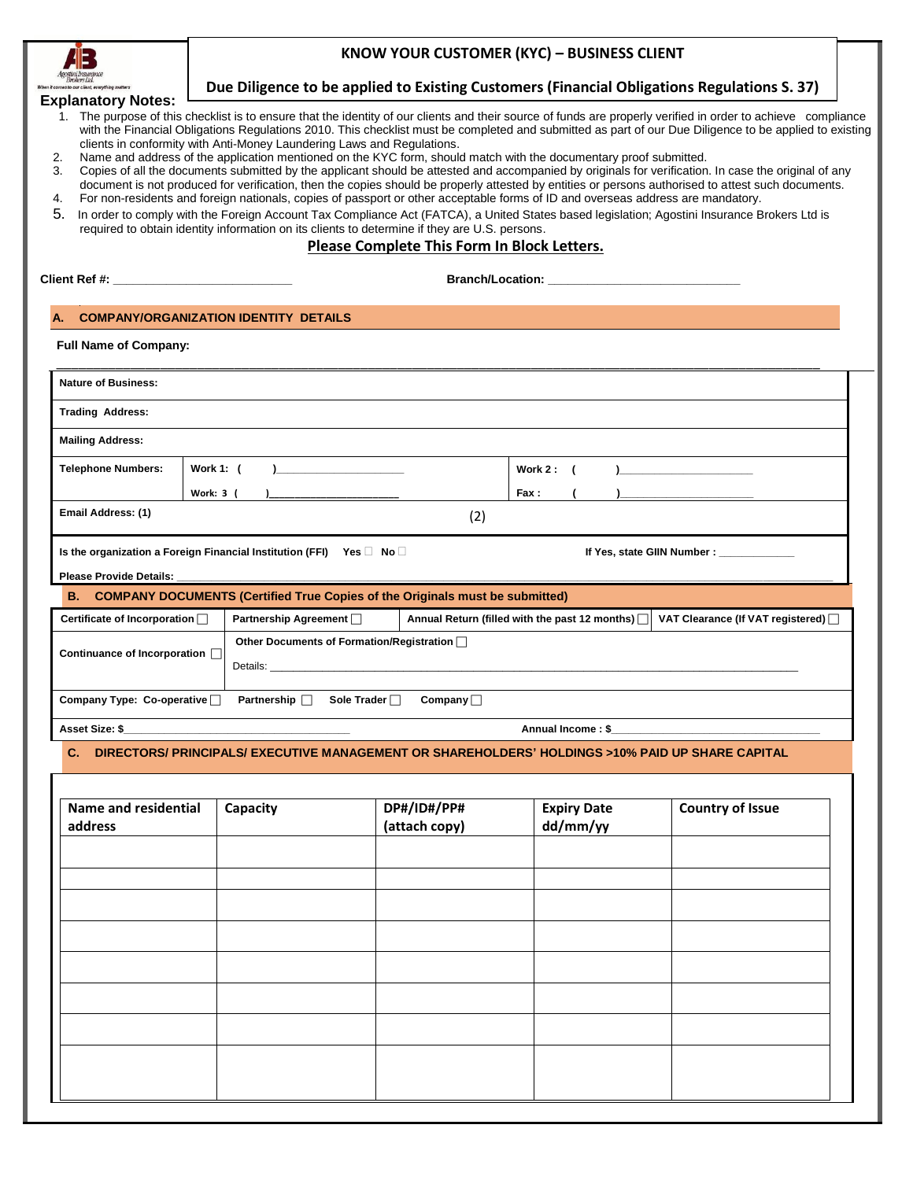# KNOW YOUR CUSTOMER (KYC) – BUSINESS CLIENT

## Due Diligence to be applied to Existing Customers (Financial Obligations Regulations S. 37)

**Explanatory Notes:**

1. The purpose of this checklist is to ensure that the identity of our clients and their source of funds are properly verified in order to achieve compliance with the Financial Obligations Regulations 2010. This checklist must be completed and submitted as part of our Due Diligence to be applied to existing clients in conformity with Anti-Money Laundering Laws and Regulations.
2. Name and address of the application mentioned on the KYC form, should match with the documentary proof submitted.
3. Copies of all the documents submitted by the applicant should be attested and accompanied by originals for verification. In case the original of any document is not produced for verification, then the copies should be properly attested by entities or persons authorised to attest such documents.
4. For non-residents and foreign nationals, copies of passport or other acceptable forms of ID and overseas address are mandatory.
5. In order to comply with the Foreign Account Tax Compliance Act (FATCA), a United States based legislation; Agostini Insurance Brokers Ltd is required to obtain identity information on its clients to determine if they are U.S. persons.

**Please Complete This Form In Block Letters.**

**Client Ref #:** ___________________________ **Branch/Location:** ______________________________

### A. COMPANY/ORGANIZATION IDENTITY DETAILS

**Full Name of Company:**

______________________________________________________________________________________

**Nature of Business:**

**Trading Address:**

**Mailing Address:**

| **Telephone Numbers:** | **Work 1: (       )**______________________ | **Work 2 : (       )**______________________ |
|---|---|---|
| | **Work: 3 (       )**______________________ | **Fax : (       )**______________________ |

**Email Address: (1)** (2)

**Is the organization a Foreign Financial Institution (FFI)** Yes ☐ No ☐ **If Yes, state GIIN Number :** _____________

**Please Provide Details:** ______________________________________________________________

### B. COMPANY DOCUMENTS (Certified True Copies of the Originals must be submitted)

| Certificate of Incorporation ☐ | Partnership Agreement ☐ | Annual Return (filled with the past 12 months) ☐ | VAT Clearance (If VAT registered) ☐ |
|---|---|---|---|
| Continuance of Incorporation ☐ | Other Documents of Formation/Registration ☐ Details: ______________________ | | |

**Company Type:** Co-operative ☐ Partnership ☐ Sole Trader ☐ Company ☐

**Asset Size: $**____________________________________ **Annual Income : $**____________________________________

### C. DIRECTORS/ PRINCIPALS/ EXECUTIVE MANAGEMENT OR SHAREHOLDERS' HOLDINGS >10% PAID UP SHARE CAPITAL

| Name and residential address | Capacity | DP#/ID#/PP# (attach copy) | Expiry Date dd/mm/yy | Country of Issue |
|---|---|---|---|---|
| | | | | |
| | | | | |
| | | | | |
| | | | | |
| | | | | |
| | | | | |
| | | | | |
| | | | | |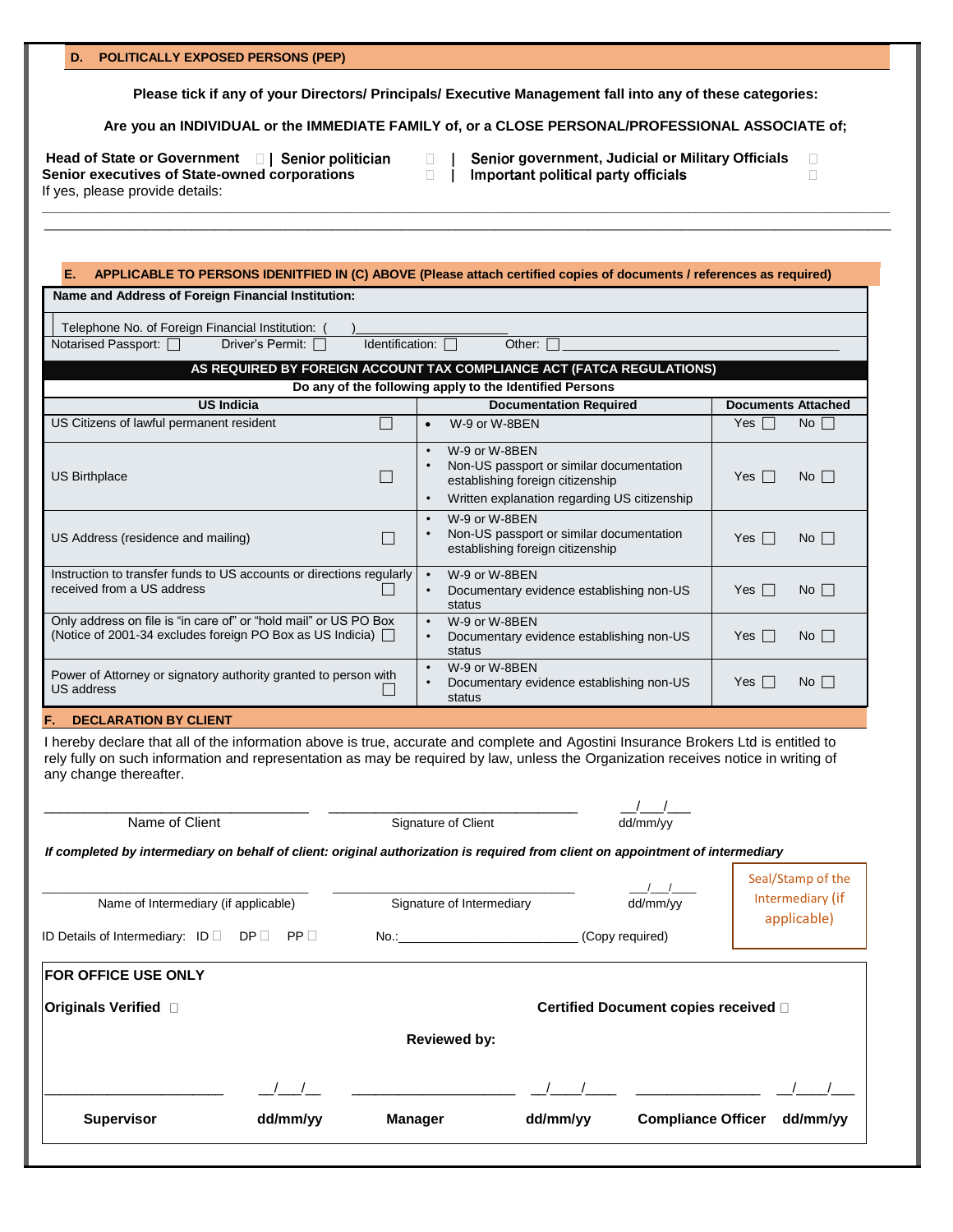## D. POLITICALLY EXPOSED PERSONS (PEP)

**Please tick if any of your Directors/ Principals/ Executive Management fall into any of these categories:**

**Are you an INDIVIDUAL or the IMMEDIATE FAMILY of, or a CLOSE PERSONAL/PROFESSIONAL ASSOCIATE of;**

**Head of State or Government** ☐ | **Senior politician** ☐ | **Senior government, Judicial or Military Officials** ☐

**Senior executives of State-owned corporations** ☐ | **Important political party officials** ☐

If yes, please provide details:

_______________________________________________________________________________________________

_______________________________________________________________________________________________

## E. APPLICABLE TO PERSONS IDENITFIED IN (C) ABOVE (Please attach certified copies of documents / references as required)

**Name and Address of Foreign Financial Institution:**

Telephone No. of Foreign Financial Institution: ( )____________________

Notarised Passport: ☐ Driver's Permit: ☐ Identification: ☐ Other: ☐ ________________________________

**AS REQUIRED BY FOREIGN ACCOUNT TAX COMPLIANCE ACT (FATCA REGULATIONS)**

**Do any of the following apply to the Identified Persons**

| US Indicia | | Documentation Required | Documents Attached |
|---|---|---|---|
| US Citizens of lawful permanent resident | ☐ | • W-9 or W-8BEN | Yes ☐ No ☐ |
| US Birthplace | ☐ | • W-9 or W-8BEN<br>• Non-US passport or similar documentation establishing foreign citizenship<br>• Written explanation regarding US citizenship | Yes ☐ No ☐ |
| US Address (residence and mailing) | ☐ | • W-9 or W-8BEN<br>• Non-US passport or similar documentation establishing foreign citizenship | Yes ☐ No ☐ |
| Instruction to transfer funds to US accounts or directions regularly received from a US address | ☐ | • W-9 or W-8BEN<br>• Documentary evidence establishing non-US status | Yes ☐ No ☐ |
| Only address on file is "in care of" or "hold mail" or US PO Box (Notice of 2001-34 excludes foreign PO Box as US Indicia) | ☐ | • W-9 or W-8BEN<br>• Documentary evidence establishing non-US status | Yes ☐ No ☐ |
| Power of Attorney or signatory authority granted to person with US address | ☐ | • W-9 or W-8BEN<br>• Documentary evidence establishing non-US status | Yes ☐ No ☐ |

## F. DECLARATION BY CLIENT

I hereby declare that all of the information above is true, accurate and complete and Agostini Insurance Brokers Ltd is entitled to rely fully on such information and representation as may be required by law, unless the Organization receives notice in writing of any change thereafter.

________________________ ________________________ __/___/___

Name of Client Signature of Client dd/mm/yy

*If completed by intermediary on behalf of client: original authorization is required from client on appointment of intermediary*

________________________ ________________________ ___/___/___

Name of Intermediary (if applicable) Signature of Intermediary dd/mm/yy

Seal/Stamp of the Intermediary (if applicable)

ID Details of Intermediary: ID ☐ DP ☐ PP ☐ No.:________________________ (Copy required)

**FOR OFFICE USE ONLY**

**Originals Verified** ☐ **Certified Document copies received** ☐

**Reviewed by:**

| | | | | | |
|---|---|---|---|---|---|
| ______________________ | __/__/__ | ____________________ | __/____/____ | ________________ | __/____/___ |
| **Supervisor** | **dd/mm/yy** | **Manager** | **dd/mm/yy** | **Compliance Officer** | **dd/mm/yy** |